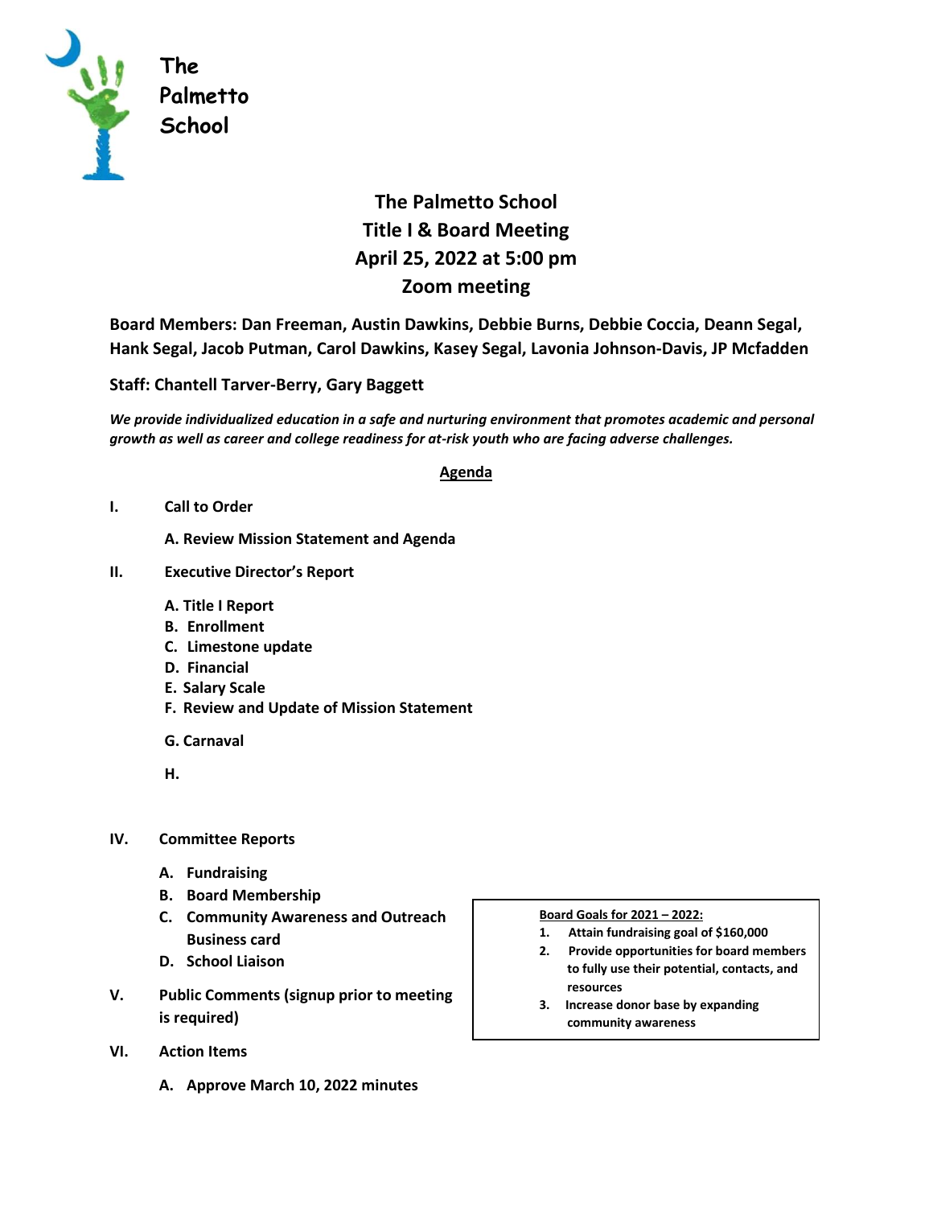The Palmetto School

# The Palmetto School
## Title I & Board Meeting
## April 25, 2022 at 5:00 pm
## Zoom meeting

**Board Members: Dan Freeman, Austin Dawkins, Debbie Burns, Debbie Coccia, Deann Segal, Hank Segal, Jacob Putman, Carol Dawkins, Kasey Segal, Lavonia Johnson-Davis, JP Mcfadden**

**Staff: Chantell Tarver-Berry, Gary Baggett**

***We provide individualized education in a safe and nurturing environment that promotes academic and personal growth as well as career and college readiness for at-risk youth who are facing adverse challenges.***

**Agenda**

**I. Call to Order**

- **A. Review Mission Statement and Agenda**

**II. Executive Director's Report**

- **A. Title I Report**
- **B. Enrollment**
- **C. Limestone update**
- **D. Financial**
- **E. Salary Scale**
- **F. Review and Update of Mission Statement**
- **G. Carnaval**
- **H.**

**IV. Committee Reports**

- **A. Fundraising**
- **B. Board Membership**
- **C. Community Awareness and Outreach Business card**
- **D. School Liaison**

**V. Public Comments (signup prior to meeting is required)**

**VI. Action Items**

- **A. Approve March 10, 2022 minutes**

**Board Goals for 2021 – 2022:**

1. **Attain fundraising goal of $160,000**
2. **Provide opportunities for board members to fully use their potential, contacts, and resources**
3. **Increase donor base by expanding community awareness**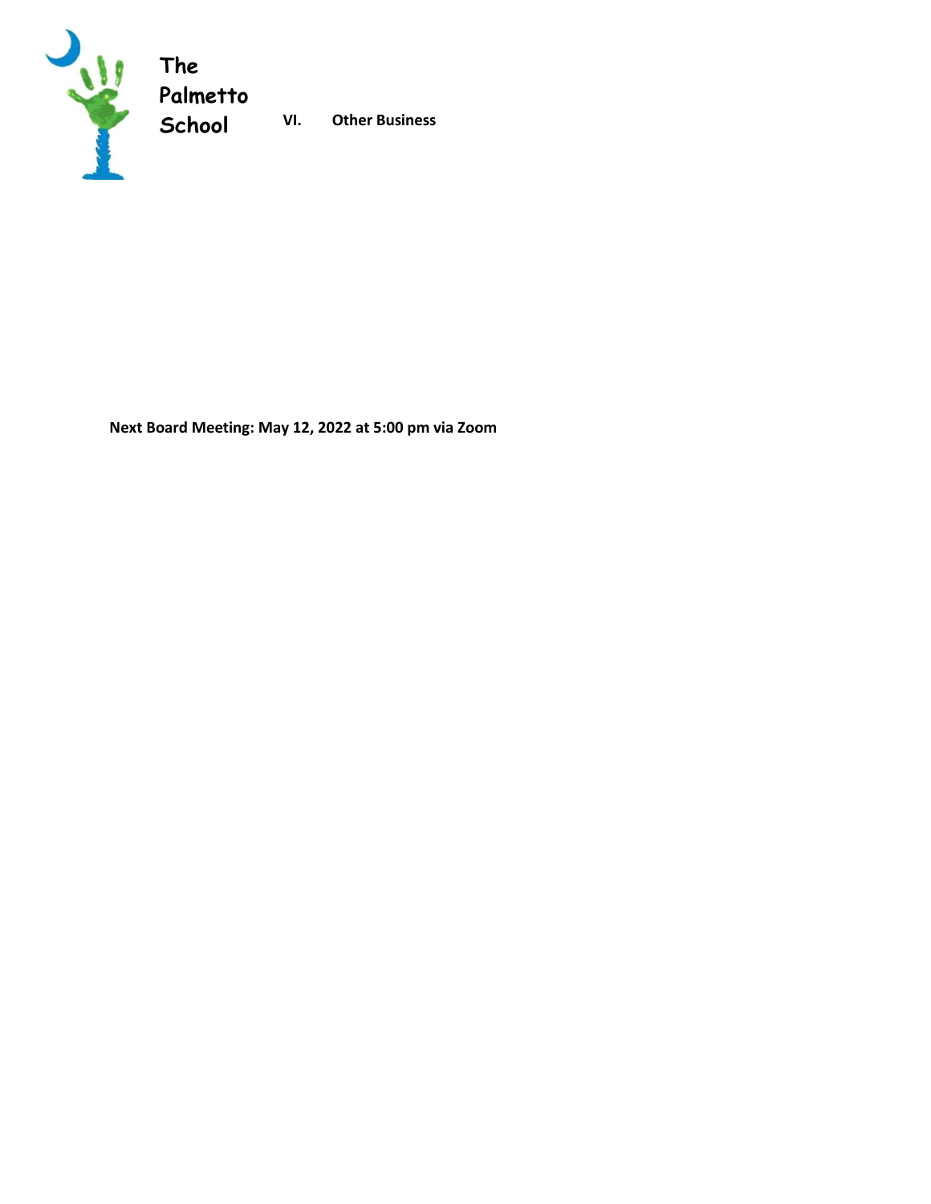The Palmetto School

VI. **Other Business**

**Next Board Meeting: May 12, 2022 at 5:00 pm via Zoom**